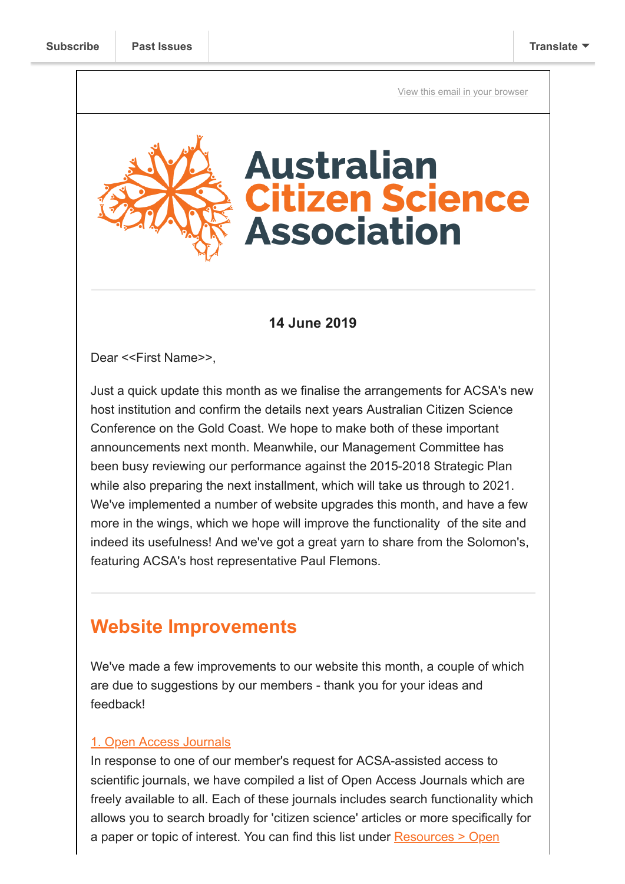Subscribe | Past Issues | Translate

View this email in your browser

# Australian Citizen Science Association

**14 June 2019**

Dear <<First Name>>,

Just a quick update this month as we finalise the arrangements for ACSA's new host institution and confirm the details next years Australian Citizen Science Conference on the Gold Coast. We hope to make both of these important announcements next month. Meanwhile, our Management Committee has been busy reviewing our performance against the 2015-2018 Strategic Plan while also preparing the next installment, which will take us through to 2021. We've implemented a number of website upgrades this month, and have a few more in the wings, which we hope will improve the functionality of the site and indeed its usefulness! And we've got a great yarn to share from the Solomon's, featuring ACSA's host representative Paul Flemons.

## Website Improvements

We've made a few improvements to our website this month, a couple of which are due to suggestions by our members - thank you for your ideas and feedback!

1. Open Access Journals

In response to one of our member's request for ACSA-assisted access to scientific journals, we have compiled a list of Open Access Journals which are freely available to all. Each of these journals includes search functionality which allows you to search broadly for 'citizen science' articles or more specifically for a paper or topic of interest. You can find this list under Resources > Open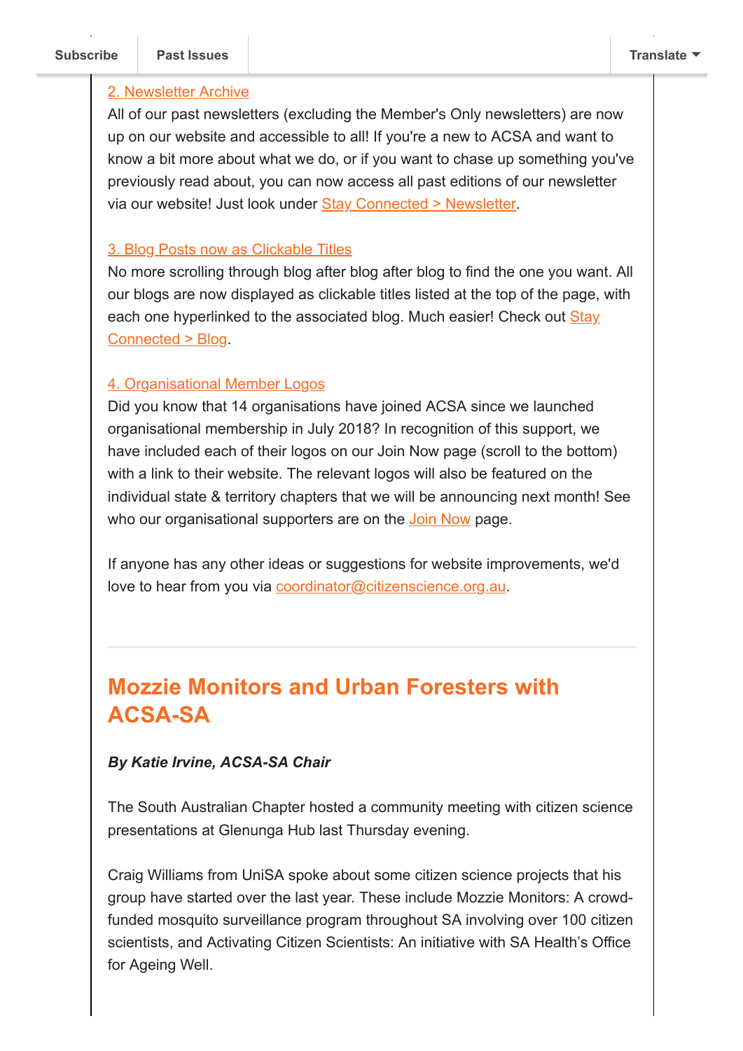2. Newsletter Archive

All of our past newsletters (excluding the Member's Only newsletters) are now up on our website and accessible to all! If you're a new to ACSA and want to know a bit more about what we do, or if you want to chase up something you've previously read about, you can now access all past editions of our newsletter via our website! Just look under Stay Connected > Newsletter.

3. Blog Posts now as Clickable Titles

No more scrolling through blog after blog after blog to find the one you want. All our blogs are now displayed as clickable titles listed at the top of the page, with each one hyperlinked to the associated blog. Much easier! Check out Stay Connected > Blog.

4. Organisational Member Logos

Did you know that 14 organisations have joined ACSA since we launched organisational membership in July 2018? In recognition of this support, we have included each of their logos on our Join Now page (scroll to the bottom) with a link to their website. The relevant logos will also be featured on the individual state & territory chapters that we will be announcing next month! See who our organisational supporters are on the Join Now page.

If anyone has any other ideas or suggestions for website improvements, we'd love to hear from you via coordinator@citizenscience.org.au.

---

## Mozzie Monitors and Urban Foresters with ACSA-SA

***By Katie Irvine, ACSA-SA Chair***

The South Australian Chapter hosted a community meeting with citizen science presentations at Glenunga Hub last Thursday evening.

Craig Williams from UniSA spoke about some citizen science projects that his group have started over the last year. These include Mozzie Monitors: A crowd-funded mosquito surveillance program throughout SA involving over 100 citizen scientists, and Activating Citizen Scientists: An initiative with SA Health's Office for Ageing Well.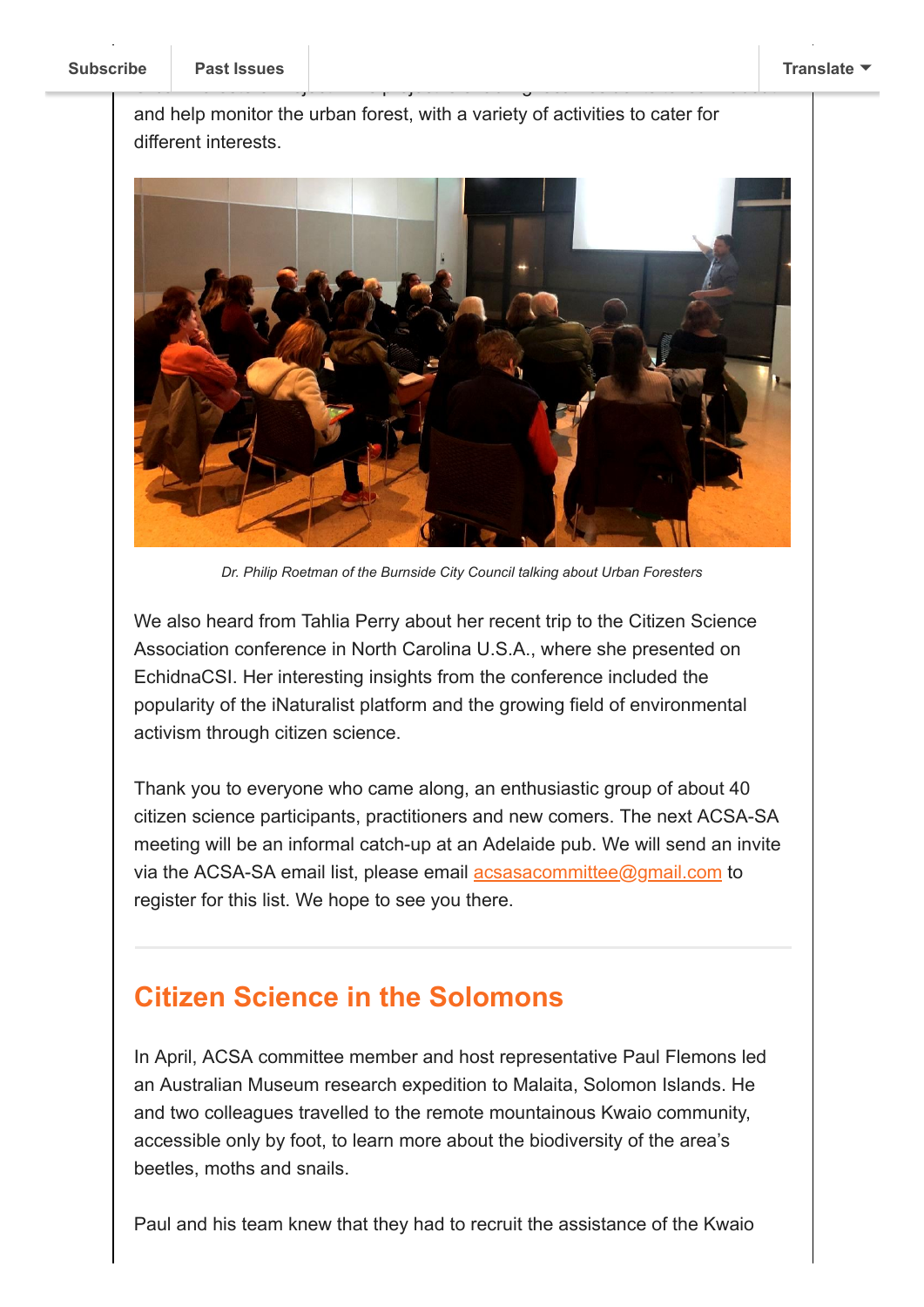and help monitor the urban forest, with a variety of activities to cater for different interests.

*Dr. Philip Roetman of the Burnside City Council talking about Urban Foresters*

We also heard from Tahlia Perry about her recent trip to the Citizen Science Association conference in North Carolina U.S.A., where she presented on EchidnaCSI. Her interesting insights from the conference included the popularity of the iNaturalist platform and the growing field of environmental activism through citizen science.

Thank you to everyone who came along, an enthusiastic group of about 40 citizen science participants, practitioners and new comers. The next ACSA-SA meeting will be an informal catch-up at an Adelaide pub. We will send an invite via the ACSA-SA email list, please email acsasacommittee@gmail.com to register for this list. We hope to see you there.

---

## Citizen Science in the Solomons

In April, ACSA committee member and host representative Paul Flemons led an Australian Museum research expedition to Malaita, Solomon Islands. He and two colleagues travelled to the remote mountainous Kwaio community, accessible only by foot, to learn more about the biodiversity of the area's beetles, moths and snails.

Paul and his team knew that they had to recruit the assistance of the Kwaio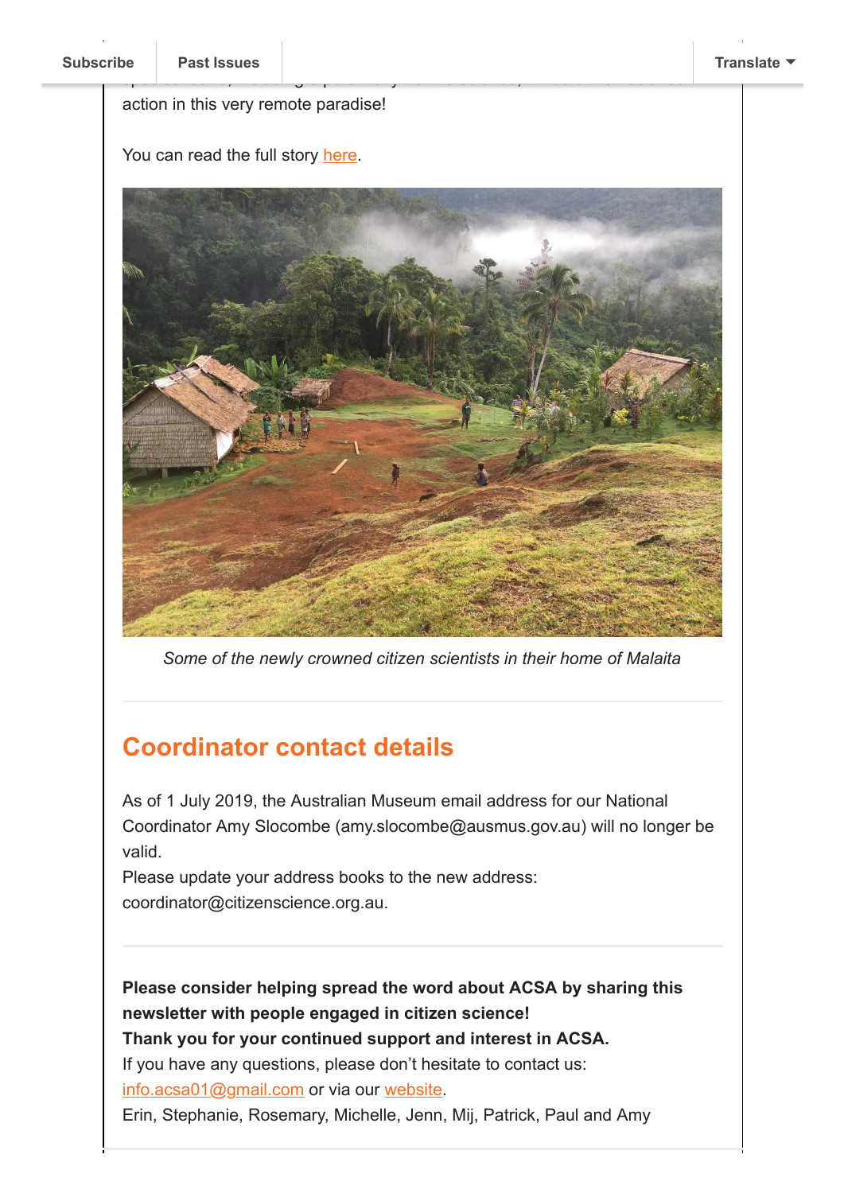action in this very remote paradise!

You can read the full story here.

*Some of the newly crowned citizen scientists in their home of Malaita*

## Coordinator contact details

As of 1 July 2019, the Australian Museum email address for our National Coordinator Amy Slocombe (amy.slocombe@ausmus.gov.au) will no longer be valid.
Please update your address books to the new address: coordinator@citizenscience.org.au.

**Please consider helping spread the word about ACSA by sharing this newsletter with people engaged in citizen science!**
**Thank you for your continued support and interest in ACSA.**
If you have any questions, please don't hesitate to contact us: info.acsa01@gmail.com or via our website.
Erin, Stephanie, Rosemary, Michelle, Jenn, Mij, Patrick, Paul and Amy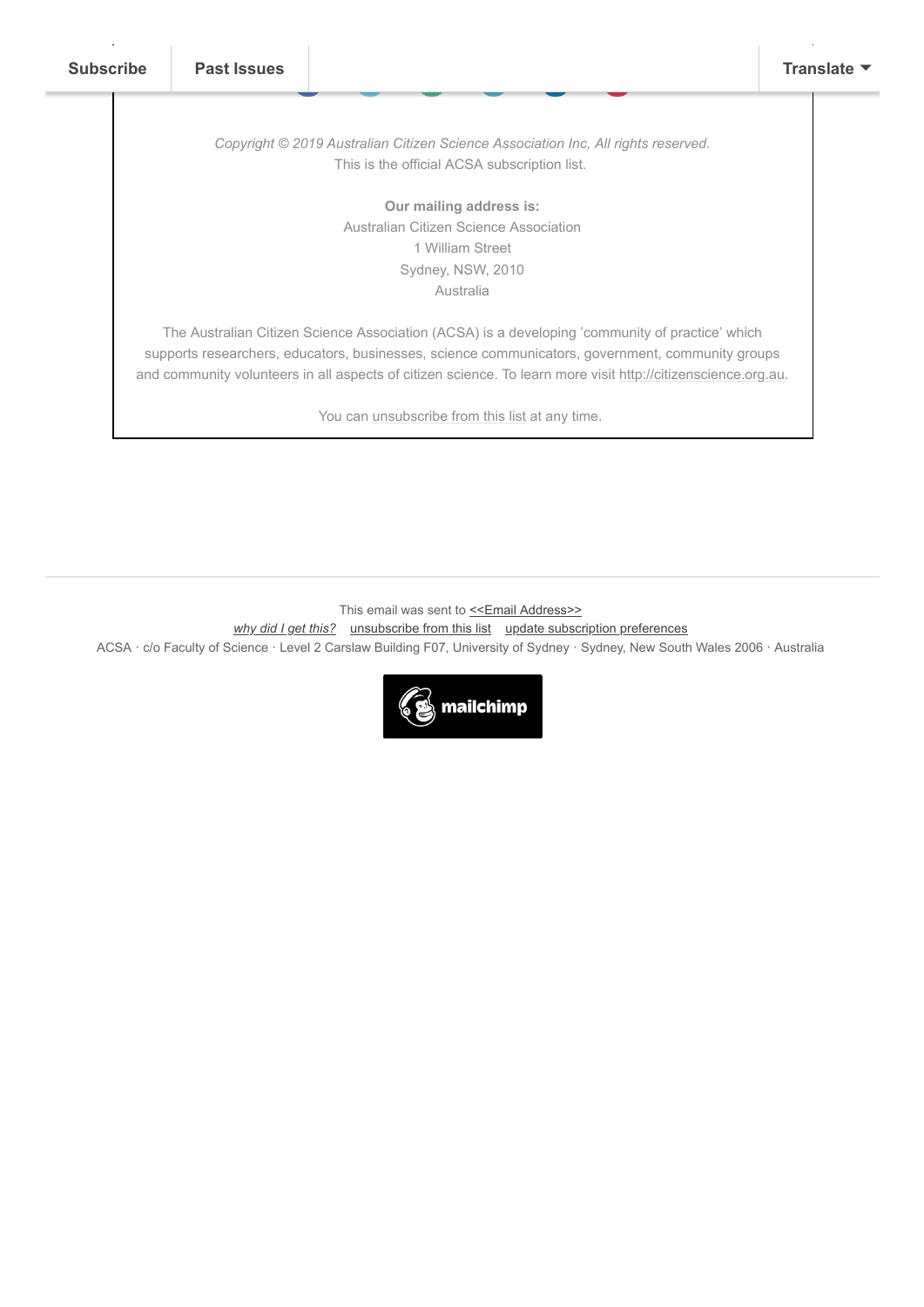Subscribe Past Issues Translate

*Copyright © 2019 Australian Citizen Science Association Inc, All rights reserved.*
This is the official ACSA subscription list.

**Our mailing address is:**
Australian Citizen Science Association
1 William Street
Sydney, NSW, 2010
Australia

The Australian Citizen Science Association (ACSA) is a developing 'community of practice' which supports researchers, educators, businesses, science communicators, government, community groups and community volunteers in all aspects of citizen science. To learn more visit http://citizenscience.org.au.

You can unsubscribe from this list at any time.

This email was sent to <<Email Address>>
*why did I get this?* unsubscribe from this list update subscription preferences
ACSA · c/o Faculty of Science · Level 2 Carslaw Building F07, University of Sydney · Sydney, New South Wales 2006 · Australia

mailchimp